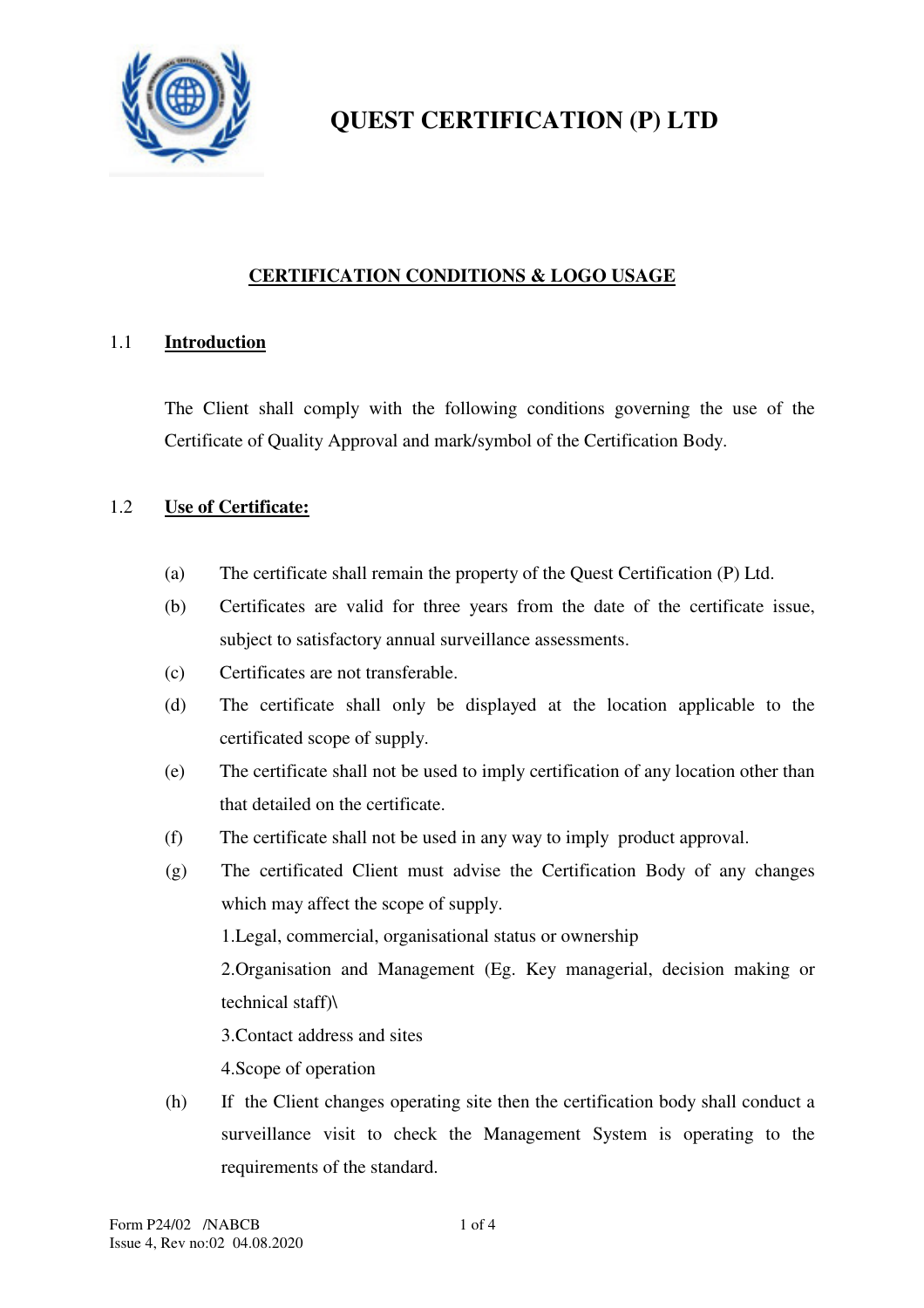# QUEST CERTIFICATION (P) LTD

## CERTIFICATION CONDITIONS & LOGO USAGE

### 1.1 Introduction

The Client shall comply with the following conditions governing the use of the Certificate of Quality Approval and mark/symbol of the Certification Body.

### 1.2 Use of Certificate:

(a) The certificate shall remain the property of the Quest Certification (P) Ltd.

(b) Certificates are valid for three years from the date of the certificate issue, subject to satisfactory annual surveillance assessments.

(c) Certificates are not transferable.

(d) The certificate shall only be displayed at the location applicable to the certificated scope of supply.

(e) The certificate shall not be used to imply certification of any location other than that detailed on the certificate.

(f) The certificate shall not be used in any way to imply product approval.

(g) The certificated Client must advise the Certification Body of any changes which may affect the scope of supply.

1.Legal, commercial, organisational status or ownership

2.Organisation and Management (Eg. Key managerial, decision making or technical staff)\

3.Contact address and sites

4.Scope of operation

(h) If the Client changes operating site then the certification body shall conduct a surveillance visit to check the Management System is operating to the requirements of the standard.

Form P24/02 /NABCB
Issue 4, Rev no:02 04.08.2020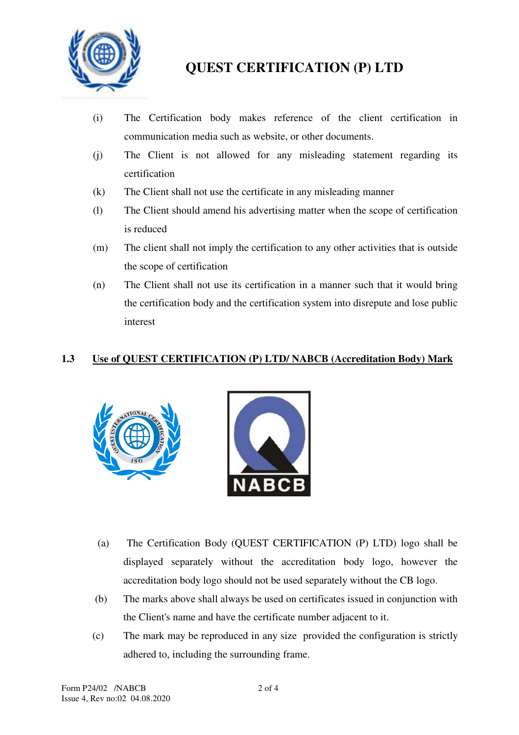(i) The Certification body makes reference of the client certification in communication media such as website, or other documents.

(j) The Client is not allowed for any misleading statement regarding its certification

(k) The Client shall not use the certificate in any misleading manner

(l) The Client should amend his advertising matter when the scope of certification is reduced

(m) The client shall not imply the certification to any other activities that is outside the scope of certification

(n) The Client shall not use its certification in a manner such that it would bring the certification body and the certification system into disrepute and lose public interest

## 1.3 Use of QUEST CERTIFICATION (P) LTD/ NABCB (Accreditation Body) Mark

(a) The Certification Body (QUEST CERTIFICATION (P) LTD) logo shall be displayed separately without the accreditation body logo, however the accreditation body logo should not be used separately without the CB logo.

(b) The marks above shall always be used on certificates issued in conjunction with the Client's name and have the certificate number adjacent to it.

(c) The mark may be reproduced in any size provided the configuration is strictly adhered to, including the surrounding frame.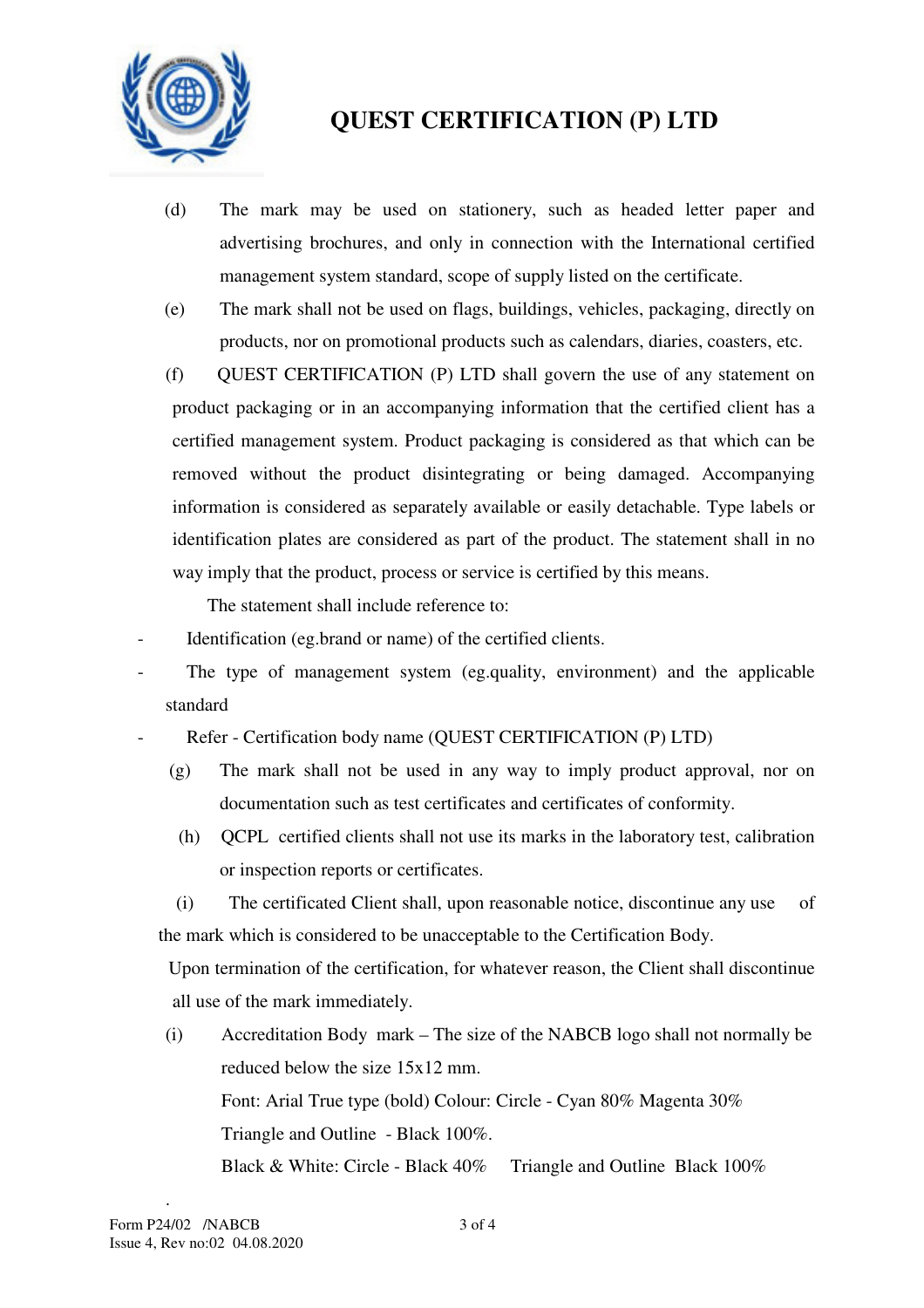# QUEST CERTIFICATION (P) LTD

(d) The mark may be used on stationery, such as headed letter paper and advertising brochures, and only in connection with the International certified management system standard, scope of supply listed on the certificate.

(e) The mark shall not be used on flags, buildings, vehicles, packaging, directly on products, nor on promotional products such as calendars, diaries, coasters, etc.

(f) QUEST CERTIFICATION (P) LTD shall govern the use of any statement on product packaging or in an accompanying information that the certified client has a certified management system. Product packaging is considered as that which can be removed without the product disintegrating or being damaged. Accompanying information is considered as separately available or easily detachable. Type labels or identification plates are considered as part of the product. The statement shall in no way imply that the product, process or service is certified by this means.

The statement shall include reference to:

- Identification (eg.brand or name) of the certified clients.
- The type of management system (eg.quality, environment) and the applicable standard
- Refer - Certification body name (QUEST CERTIFICATION (P) LTD)

(g) The mark shall not be used in any way to imply product approval, nor on documentation such as test certificates and certificates of conformity.

(h) QCPL certified clients shall not use its marks in the laboratory test, calibration or inspection reports or certificates.

(i) The certificated Client shall, upon reasonable notice, discontinue any use of the mark which is considered to be unacceptable to the Certification Body.

Upon termination of the certification, for whatever reason, the Client shall discontinue all use of the mark immediately.

(i) Accreditation Body mark – The size of the NABCB logo shall not normally be reduced below the size 15x12 mm.

Font: Arial True type (bold) Colour: Circle - Cyan 80% Magenta 30%

Triangle and Outline - Black 100%.

Black & White: Circle - Black 40% Triangle and Outline Black 100%

Form P24/02 /NABCB
Issue 4, Rev no:02 04.08.2020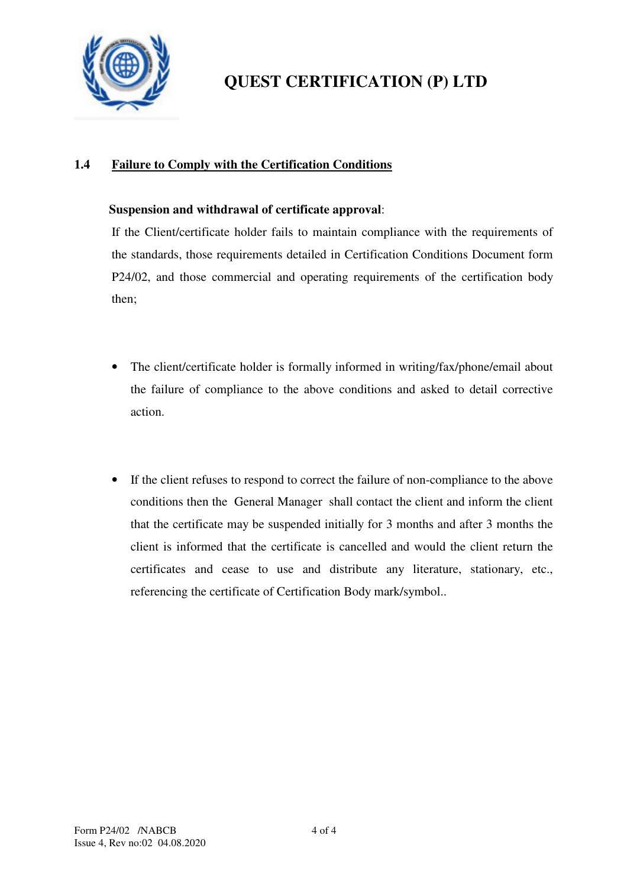# QUEST CERTIFICATION (P) LTD

## 1.4 Failure to Comply with the Certification Conditions

**Suspension and withdrawal of certificate approval**:

If the Client/certificate holder fails to maintain compliance with the requirements of the standards, those requirements detailed in Certification Conditions Document form P24/02, and those commercial and operating requirements of the certification body then;

- The client/certificate holder is formally informed in writing/fax/phone/email about the failure of compliance to the above conditions and asked to detail corrective action.

- If the client refuses to respond to correct the failure of non-compliance to the above conditions then the General Manager shall contact the client and inform the client that the certificate may be suspended initially for 3 months and after 3 months the client is informed that the certificate is cancelled and would the client return the certificates and cease to use and distribute any literature, stationary, etc., referencing the certificate of Certification Body mark/symbol..

Form P24/02 /NABCB
Issue 4, Rev no:02 04.08.2020